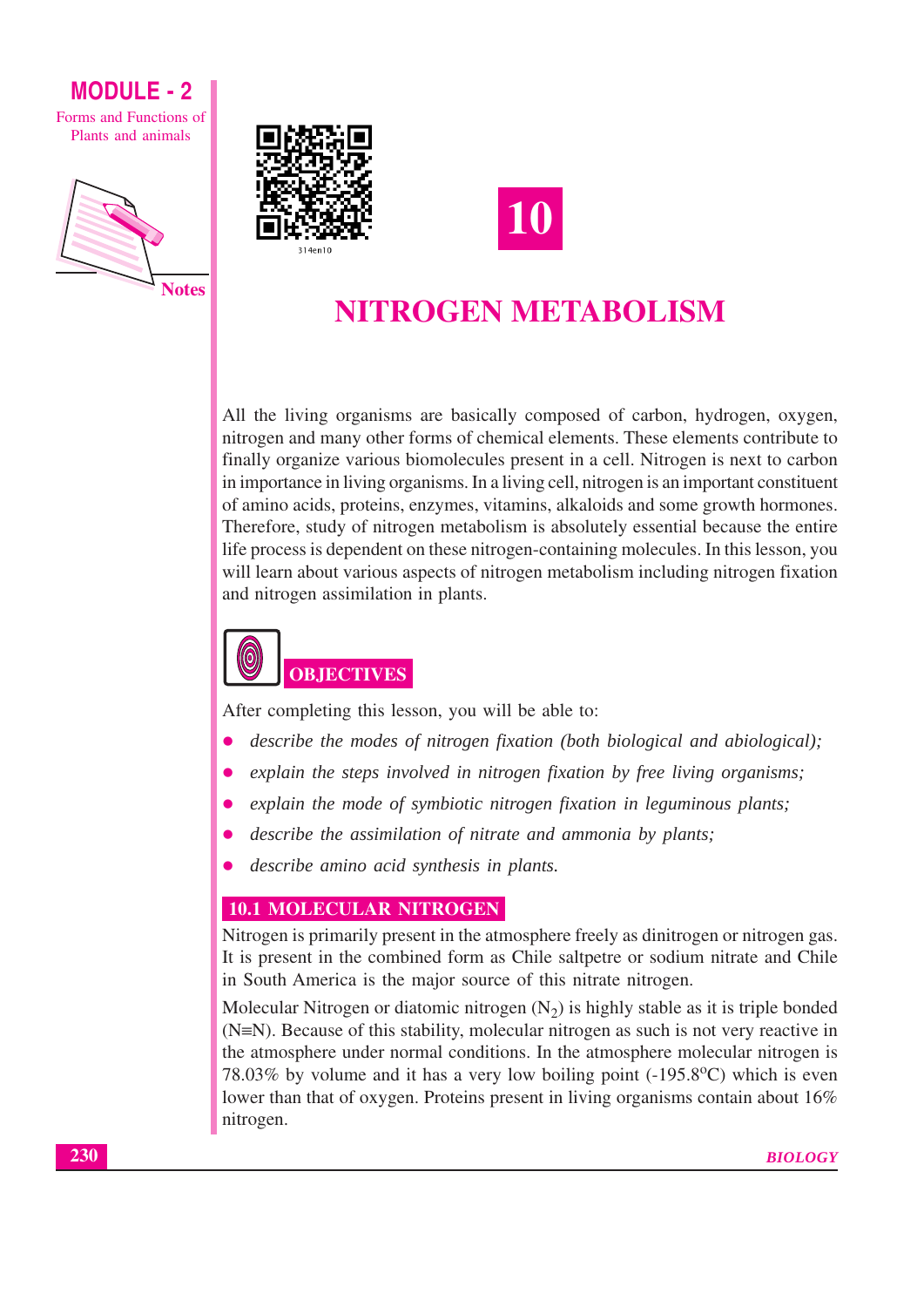# 10

# NITROGEN METABOLISM

All the living organisms are basically composed of carbon, hydrogen, oxygen, nitrogen and many other forms of chemical elements. These elements contribute to finally organize various biomolecules present in a cell. Nitrogen is next to carbon in importance in living organisms. In a living cell, nitrogen is an important constituent of amino acids, proteins, enzymes, vitamins, alkaloids and some growth hormones. Therefore, study of nitrogen metabolism is absolutely essential because the entire life process is dependent on these nitrogen-containing molecules. In this lesson, you will learn about various aspects of nitrogen metabolism including nitrogen fixation and nitrogen assimilation in plants.

## OBJECTIVES

After completing this lesson, you will be able to:

- *describe the modes of nitrogen fixation (both biological and abiological);*
- *explain the steps involved in nitrogen fixation by free living organisms;*
- *explain the mode of symbiotic nitrogen fixation in leguminous plants;*
- *describe the assimilation of nitrate and ammonia by plants;*
- *describe amino acid synthesis in plants.*

## 10.1 MOLECULAR NITROGEN

Nitrogen is primarily present in the atmosphere freely as dinitrogen or nitrogen gas. It is present in the combined form as Chile saltpetre or sodium nitrate and Chile in South America is the major source of this nitrate nitrogen.

Molecular Nitrogen or diatomic nitrogen ($N_2$) is highly stable as it is triple bonded ($N \equiv N$). Because of this stability, molecular nitrogen as such is not very reactive in the atmosphere under normal conditions. In the atmosphere molecular nitrogen is 78.03% by volume and it has a very low boiling point (-195.8°C) which is even lower than that of oxygen. Proteins present in living organisms contain about 16% nitrogen.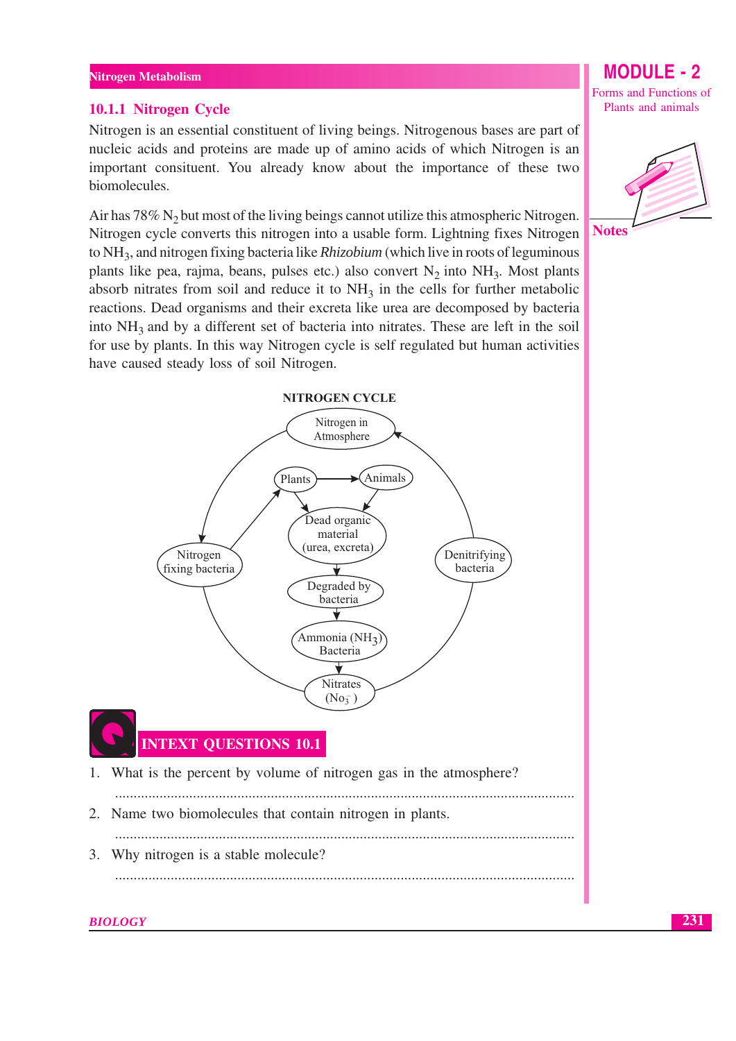### 10.1.1 Nitrogen Cycle

Nitrogen is an essential constituent of living beings. Nitrogenous bases are part of nucleic acids and proteins are made up of amino acids of which Nitrogen is an important consituent. You already know about the importance of these two biomolecules.

Air has 78% $N_2$ but most of the living beings cannot utilize this atmospheric Nitrogen. Nitrogen cycle converts this nitrogen into a usable form. Lightning fixes Nitrogen to $NH_3$, and nitrogen fixing bacteria like *Rhizobium* (which live in roots of leguminous plants like pea, rajma, beans, pulses etc.) also convert $N_2$ into $NH_3$. Most plants absorb nitrates from soil and reduce it to $NH_3$ in the cells for further metabolic reactions. Dead organisms and their excreta like urea are decomposed by bacteria into $NH_3$ and by a different set of bacteria into nitrates. These are left in the soil for use by plants. In this way Nitrogen cycle is self regulated but human activities have caused steady loss of soil Nitrogen.

**NITROGEN CYCLE**

Nitrogen in Atmosphere → Nitrogen fixing bacteria → Plants → Animals; Plants and Animals → Dead organic material (urea, excreta) → Degraded by bacteria → Ammonia ($NH_3$) Bacteria → Nitrates ($NO_3^-$) → Denitrifying bacteria → Nitrogen in Atmosphere

## INTEXT QUESTIONS 10.1

1. What is the percent by volume of nitrogen gas in the atmosphere?

   ..........................................................................................................

2. Name two biomolecules that contain nitrogen in plants.

   ..........................................................................................................

3. Why nitrogen is a stable molecule?

   ..........................................................................................................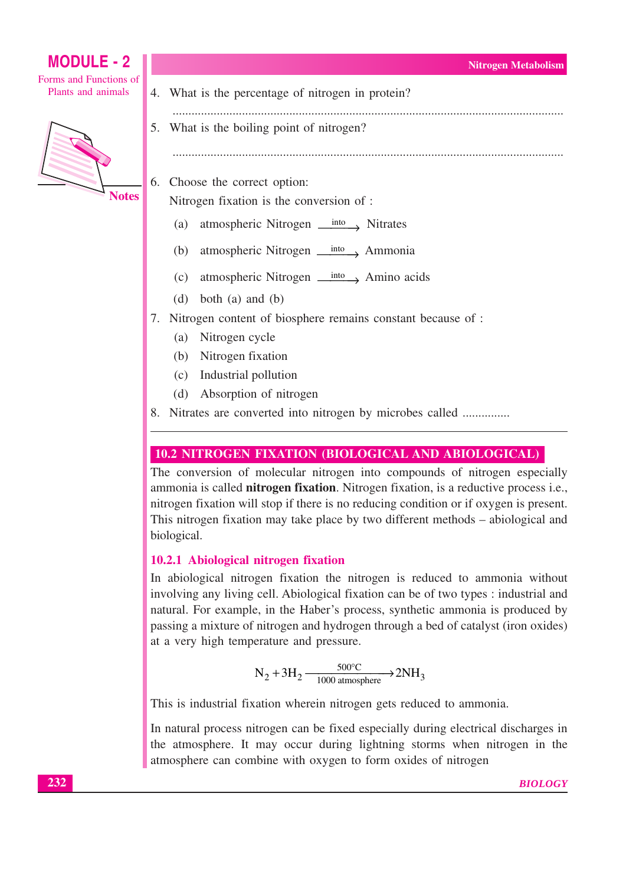4. What is the percentage of nitrogen in protein?

   ..........................................................................................................................

5. What is the boiling point of nitrogen?

   ..........................................................................................................................

6. Choose the correct option:

   Nitrogen fixation is the conversion of :

   (a) atmospheric Nitrogen $\xrightarrow{\text{into}}$ Nitrates

   (b) atmospheric Nitrogen $\xrightarrow{\text{into}}$ Ammonia

   (c) atmospheric Nitrogen $\xrightarrow{\text{into}}$ Amino acids

   (d) both (a) and (b)

7. Nitrogen content of biosphere remains constant because of :

   (a) Nitrogen cycle

   (b) Nitrogen fixation

   (c) Industrial pollution

   (d) Absorption of nitrogen

8. Nitrates are converted into nitrogen by microbes called ...............

---

## 10.2 NITROGEN FIXATION (BIOLOGICAL AND ABIOLOGICAL)

The conversion of molecular nitrogen into compounds of nitrogen especially ammonia is called **nitrogen fixation**. Nitrogen fixation, is a reductive process i.e., nitrogen fixation will stop if there is no reducing condition or if oxygen is present. This nitrogen fixation may take place by two different methods – abiological and biological.

### 10.2.1 Abiological nitrogen fixation

In abiological nitrogen fixation the nitrogen is reduced to ammonia without involving any living cell. Abiological fixation can be of two types : industrial and natural. For example, in the Haber's process, synthetic ammonia is produced by passing a mixture of nitrogen and hydrogen through a bed of catalyst (iron oxides) at a very high temperature and pressure.

$$N_2 + 3H_2 \xrightarrow[\text{1000 atmosphere}]{500°C} 2NH_3$$

This is industrial fixation wherein nitrogen gets reduced to ammonia.

In natural process nitrogen can be fixed especially during electrical discharges in the atmosphere. It may occur during lightning storms when nitrogen in the atmosphere can combine with oxygen to form oxides of nitrogen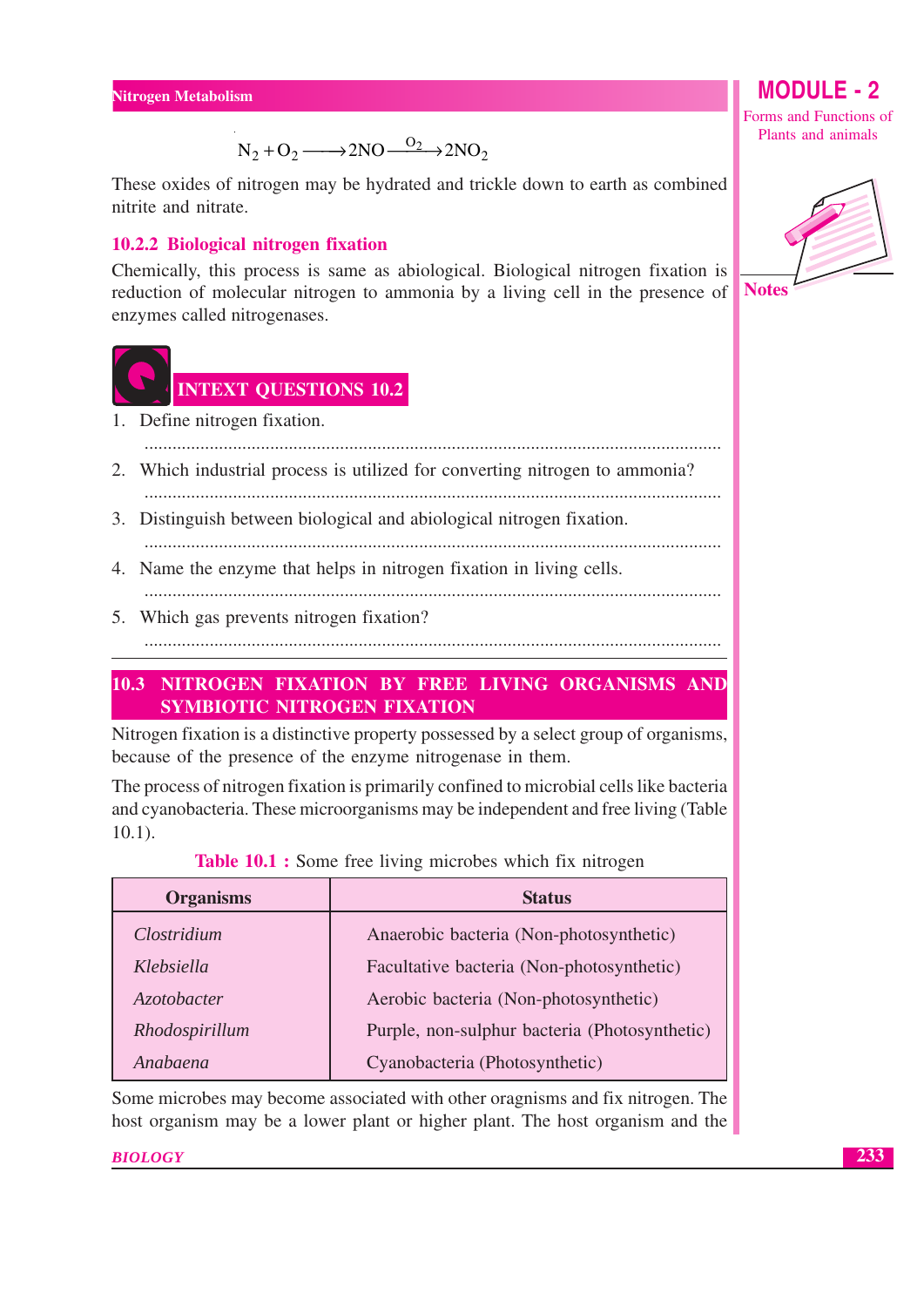$$N_2 + O_2 \longrightarrow 2NO \xrightarrow{O_2} 2NO_2$$

These oxides of nitrogen may be hydrated and trickle down to earth as combined nitrite and nitrate.

### 10.2.2 Biological nitrogen fixation

Chemically, this process is same as abiological. Biological nitrogen fixation is reduction of molecular nitrogen to ammonia by a living cell in the presence of enzymes called nitrogenases.

## INTEXT QUESTIONS 10.2

1. Define nitrogen fixation.

 ..........................................................................................................................

2. Which industrial process is utilized for converting nitrogen to ammonia?

 ..........................................................................................................................

3. Distinguish between biological and abiological nitrogen fixation.

 ..........................................................................................................................

4. Name the enzyme that helps in nitrogen fixation in living cells.

 ..........................................................................................................................

5. Which gas prevents nitrogen fixation?

 ..........................................................................................................................

## 10.3 NITROGEN FIXATION BY FREE LIVING ORGANISMS AND SYMBIOTIC NITROGEN FIXATION

Nitrogen fixation is a distinctive property possessed by a select group of organisms, because of the presence of the enzyme nitrogenase in them.

The process of nitrogen fixation is primarily confined to microbial cells like bacteria and cyanobacteria. These microorganisms may be independent and free living (Table 10.1).

**Table 10.1 :** Some free living microbes which fix nitrogen

| Organisms | Status |
|---|---|
| *Clostridium* | Anaerobic bacteria (Non-photosynthetic) |
| *Klebsiella* | Facultative bacteria (Non-photosynthetic) |
| *Azotobacter* | Aerobic bacteria (Non-photosynthetic) |
| *Rhodospirillum* | Purple, non-sulphur bacteria (Photosynthetic) |
| *Anabaena* | Cyanobacteria (Photosynthetic) |

Some microbes may become associated with other oragnisms and fix nitrogen. The host organism may be a lower plant or higher plant. The host organism and the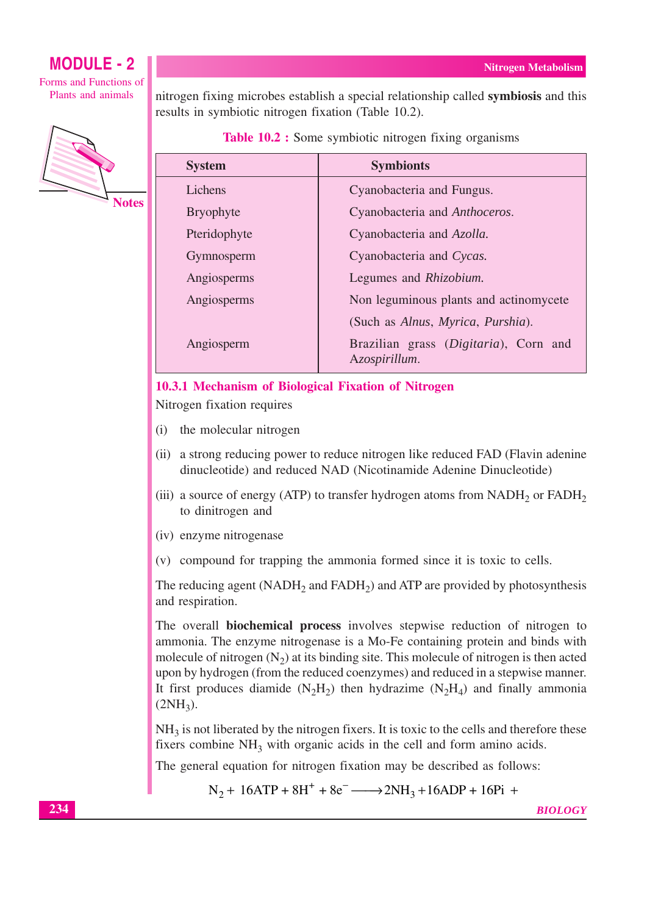nitrogen fixing microbes establish a special relationship called **symbiosis** and this results in symbiotic nitrogen fixation (Table 10.2).

**Table 10.2 :** Some symbiotic nitrogen fixing organisms

| System | Symbionts |
|---|---|
| Lichens | Cyanobacteria and Fungus. |
| Bryophyte | Cyanobacteria and *Anthoceros*. |
| Pteridophyte | Cyanobacteria and *Azolla*. |
| Gymnosperm | Cyanobacteria and *Cycas*. |
| Angiosperms | Legumes and *Rhizobium*. |
| Angiosperms | Non leguminous plants and actinomycete (Such as *Alnus*, *Myrica*, *Purshia*). |
| Angiosperm | Brazilian grass (*Digitaria*), Corn and *Azospirillum*. |

### 10.3.1 Mechanism of Biological Fixation of Nitrogen

Nitrogen fixation requires

(i) the molecular nitrogen

(ii) a strong reducing power to reduce nitrogen like reduced FAD (Flavin adenine dinucleotide) and reduced NAD (Nicotinamide Adenine Dinucleotide)

(iii) a source of energy (ATP) to transfer hydrogen atoms from $NADH_2$ or $FADH_2$ to dinitrogen and

(iv) enzyme nitrogenase

(v) compound for trapping the ammonia formed since it is toxic to cells.

The reducing agent ($NADH_2$ and $FADH_2$) and ATP are provided by photosynthesis and respiration.

The overall **biochemical process** involves stepwise reduction of nitrogen to ammonia. The enzyme nitrogenase is a Mo-Fe containing protein and binds with molecule of nitrogen ($N_2$) at its binding site. This molecule of nitrogen is then acted upon by hydrogen (from the reduced coenzymes) and reduced in a stepwise manner. It first produces diamide ($N_2H_2$) then hydrazime ($N_2H_4$) and finally ammonia ($2NH_3$).

$NH_3$ is not liberated by the nitrogen fixers. It is toxic to the cells and therefore these fixers combine $NH_3$ with organic acids in the cell and form amino acids.

The general equation for nitrogen fixation may be described as follows:

$$N_2 + 16ATP + 8H^+ + 8e^- \longrightarrow 2NH_3 + 16ADP + 16Pi +$$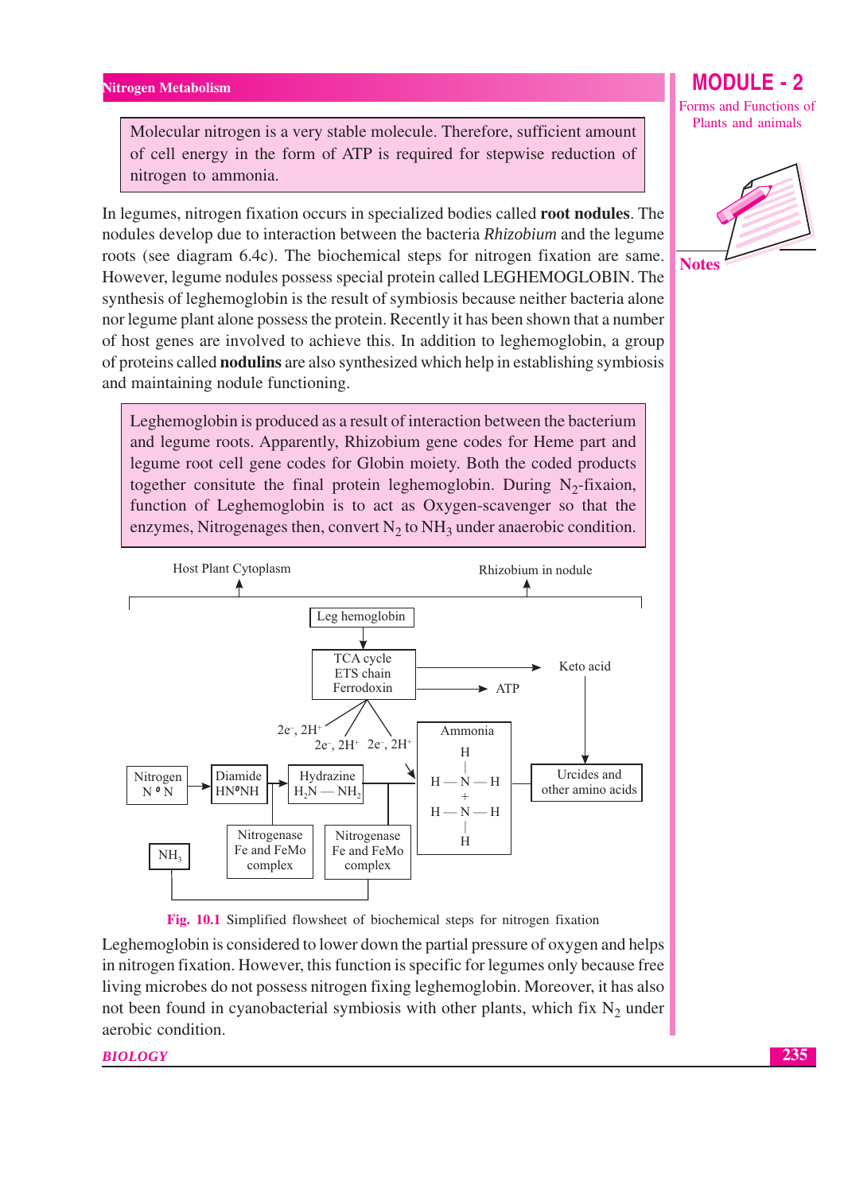> Molecular nitrogen is a very stable molecule. Therefore, sufficient amount of cell energy in the form of ATP is required for stepwise reduction of nitrogen to ammonia.

In legumes, nitrogen fixation occurs in specialized bodies called **root nodules**. The nodules develop due to interaction between the bacteria *Rhizobium* and the legume roots (see diagram 6.4c). The biochemical steps for nitrogen fixation are same. However, legume nodules possess special protein called LEGHEMOGLOBIN. The synthesis of leghemoglobin is the result of symbiosis because neither bacteria alone nor legume plant alone possess the protein. Recently it has been shown that a number of host genes are involved to achieve this. In addition to leghemoglobin, a group of proteins called **nodulins** are also synthesized which help in establishing symbiosis and maintaining nodule functioning.

> Leghemoglobin is produced as a result of interaction between the bacterium and legume roots. Apparently, Rhizobium gene codes for Heme part and legume root cell gene codes for Globin moiety. Both the coded products together consitute the final protein leghemoglobin. During $N_2$-fixaion, function of Leghemoglobin is to act as Oxygen-scavenger so that the enzymes, Nitrogenages then, convert $N_2$ to $NH_3$ under anaerobic condition.

Host Plant Cytoplasm — Rhizobium in nodule

Leg hemoglobin → TCA cycle / ETS chain / Ferrodoxin → Keto acid; → ATP

Keto acid → Urcides and other amino acids

Nitrogen $N \equiv N$ → Diamide $HN{=}NH$ → Hydrazine $H_2N - NH_2$ → Ammonia $H-\underset{H}{\overset{H}{N}}-H$ + $H-\underset{H}{\overset{H}{N}}-H$ → Urcides and other amino acids

($2e^-, 2H^+$ at each step; Nitrogenase Fe and FeMo complex; Nitrogenase Fe and FeMo complex; $NH_3$)

**Fig. 10.1** Simplified flowsheet of biochemical steps for nitrogen fixation

Leghemoglobin is considered to lower down the partial pressure of oxygen and helps in nitrogen fixation. However, this function is specific for legumes only because free living microbes do not possess nitrogen fixing leghemoglobin. Moreover, it has also not been found in cyanobacterial symbiosis with other plants, which fix $N_2$ under aerobic condition.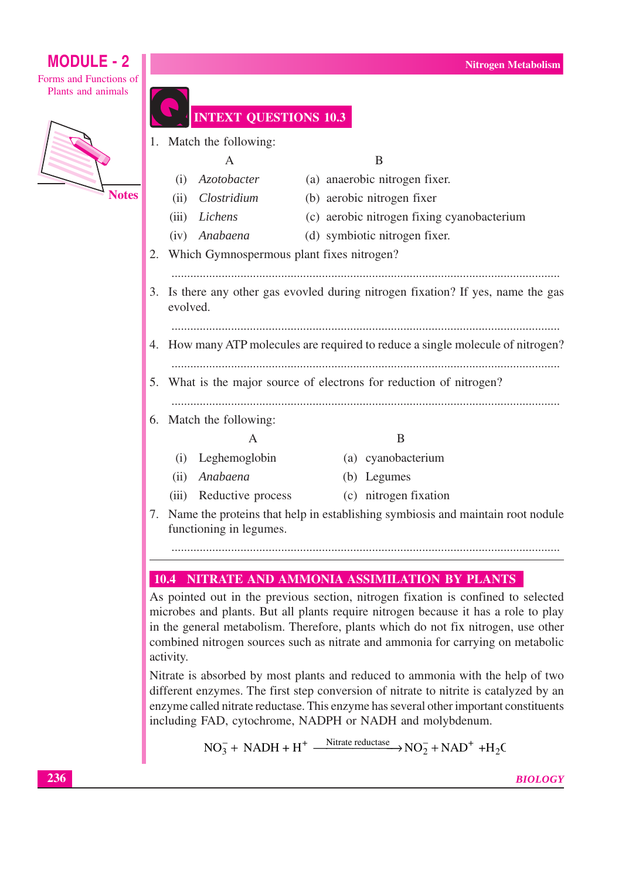## INTEXT QUESTIONS 10.3

1. Match the following:

| | A | | B |
|---|---|---|---|
| (i) | *Azotobacter* | (a) | anaerobic nitrogen fixer. |
| (ii) | *Clostridium* | (b) | aerobic nitrogen fixer |
| (iii) | *Lichens* | (c) | aerobic nitrogen fixing cyanobacterium |
| (iv) | *Anabaena* | (d) | symbiotic nitrogen fixer. |

2. Which Gymnospermous plant fixes nitrogen?

   ..........................................................................................................................

3. Is there any other gas evovled during nitrogen fixation? If yes, name the gas evolved.

   ..........................................................................................................................

4. How many ATP molecules are required to reduce a single molecule of nitrogen?

   ..........................................................................................................................

5. What is the major source of electrons for reduction of nitrogen?

   ..........................................................................................................................

6. Match the following:

| | A | | B |
|---|---|---|---|
| (i) | Leghemoglobin | (a) | cyanobacterium |
| (ii) | *Anabaena* | (b) | Legumes |
| (iii) | Reductive process | (c) | nitrogen fixation |

7. Name the proteins that help in establishing symbiosis and maintain root nodule functioning in legumes.

   ..........................................................................................................................

## 10.4 NITRATE AND AMMONIA ASSIMILATION BY PLANTS

As pointed out in the previous section, nitrogen fixation is confined to selected microbes and plants. But all plants require nitrogen because it has a role to play in the general metabolism. Therefore, plants which do not fix nitrogen, use other combined nitrogen sources such as nitrate and ammonia for carrying on metabolic activity.

Nitrate is absorbed by most plants and reduced to ammonia with the help of two different enzymes. The first step conversion of nitrate to nitrite is catalyzed by an enzyme called nitrate reductase. This enzyme has several other important constituents including FAD, cytochrome, NADPH or NADH and molybdenum.

$$NO_3^- + NADH + H^+ \xrightarrow{\text{Nitrate reductase}} NO_2^- + NAD^+ + H_2O$$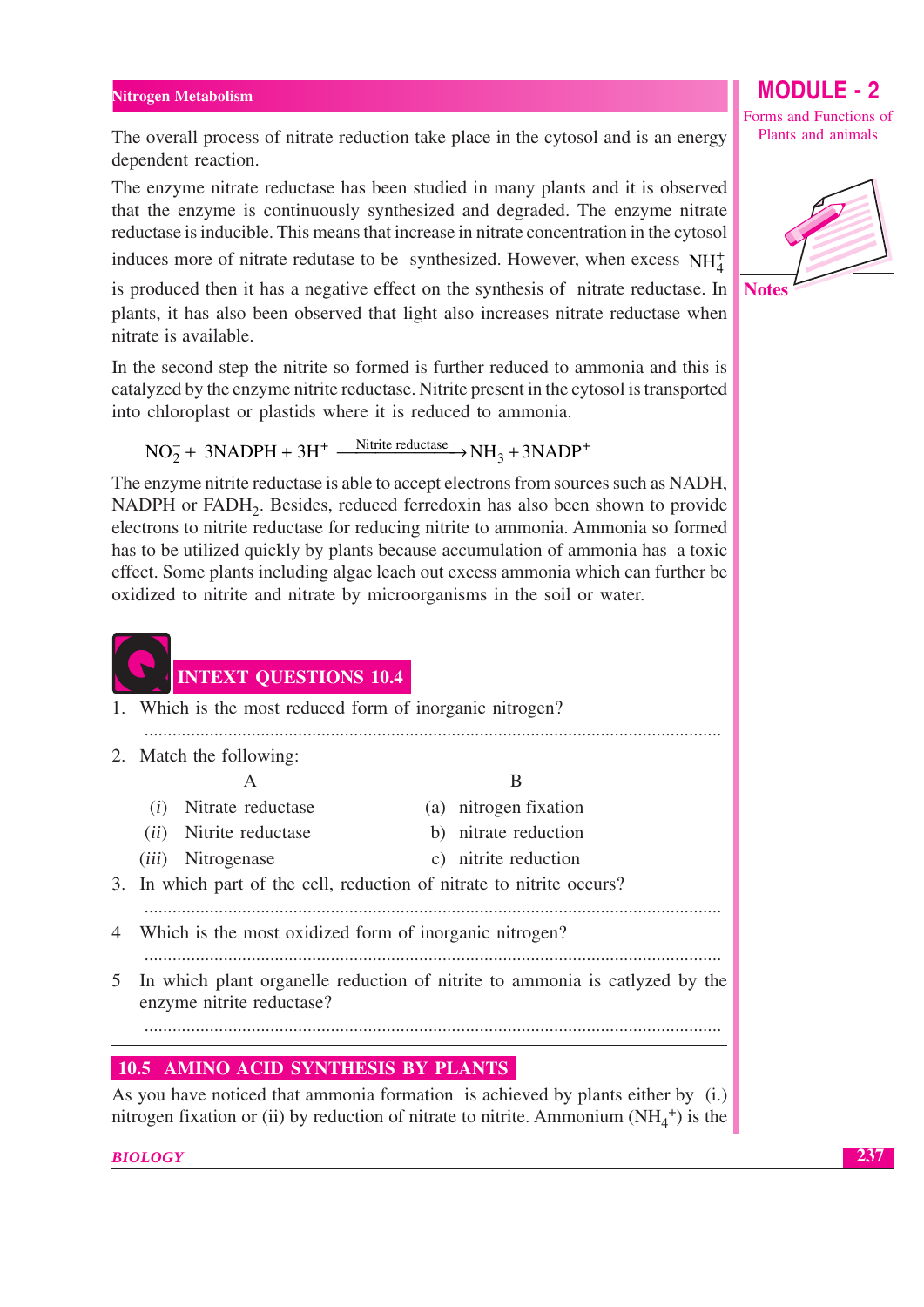The overall process of nitrate reduction take place in the cytosol and is an energy dependent reaction.

The enzyme nitrate reductase has been studied in many plants and it is observed that the enzyme is continuously synthesized and degraded. The enzyme nitrate reductase is inducible. This means that increase in nitrate concentration in the cytosol induces more of nitrate redutase to be synthesized. However, when excess $NH_4^+$ is produced then it has a negative effect on the synthesis of nitrate reductase. In plants, it has also been observed that light also increases nitrate reductase when nitrate is available.

In the second step the nitrite so formed is further reduced to ammonia and this is catalyzed by the enzyme nitrite reductase. Nitrite present in the cytosol is transported into chloroplast or plastids where it is reduced to ammonia.

$$NO_2^- + 3NADPH + 3H^+ \xrightarrow{\text{Nitrite reductase}} NH_3 + 3NADP^+$$

The enzyme nitrite reductase is able to accept electrons from sources such as NADH, NADPH or $FADH_2$. Besides, reduced ferredoxin has also been shown to provide electrons to nitrite reductase for reducing nitrite to ammonia. Ammonia so formed has to be utilized quickly by plants because accumulation of ammonia has a toxic effect. Some plants including algae leach out excess ammonia which can further be oxidized to nitrite and nitrate by microorganisms in the soil or water.

## INTEXT QUESTIONS 10.4

1. Which is the most reduced form of inorganic nitrogen?

 ..........................................................................................................................

2. Match the following:

| A | B |
|---|---|
| (i) Nitrate reductase | (a) nitrogen fixation |
| (ii) Nitrite reductase | b) nitrate reduction |
| (iii) Nitrogenase | c) nitrite reduction |

3. In which part of the cell, reduction of nitrate to nitrite occurs?

 ..........................................................................................................................

4. Which is the most oxidized form of inorganic nitrogen?

 ..........................................................................................................................

5. In which plant organelle reduction of nitrite to ammonia is catlyzed by the enzyme nitrite reductase?

 ..........................................................................................................................

## 10.5 AMINO ACID SYNTHESIS BY PLANTS

As you have noticed that ammonia formation is achieved by plants either by (i.) nitrogen fixation or (ii) by reduction of nitrate to nitrite. Ammonium ($NH_4^+$) is the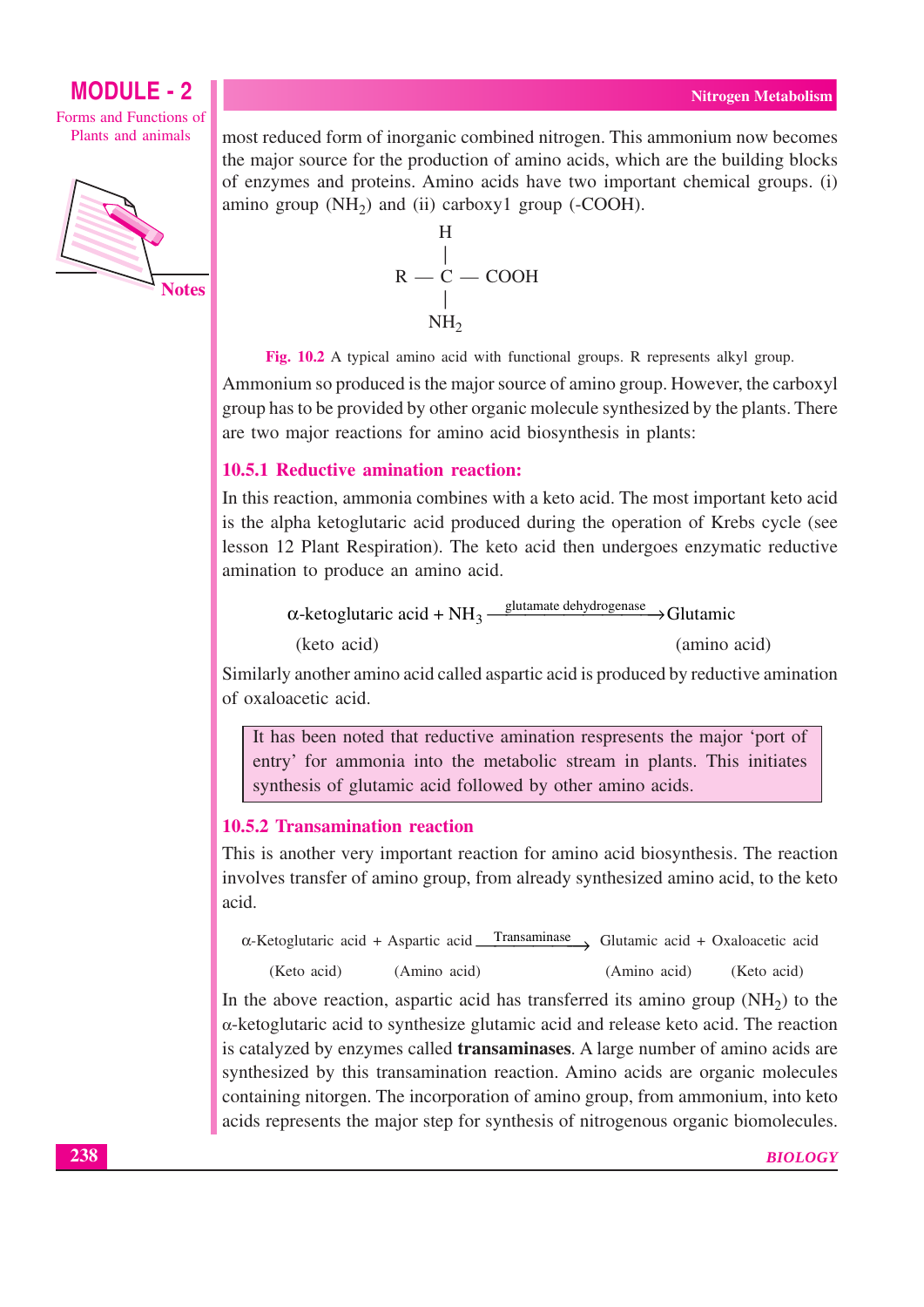most reduced form of inorganic combined nitrogen. This ammonium now becomes the major source for the production of amino acids, which are the building blocks of enzymes and proteins. Amino acids have two important chemical groups. (i) amino group ($NH_2$) and (ii) carboxy1 group (-COOH).

```
        H
        |
   R —  C — COOH
        |
       NH2
```

**Fig. 10.2** A typical amino acid with functional groups. R represents alkyl group.

Ammonium so produced is the major source of amino group. However, the carboxyl group has to be provided by other organic molecule synthesized by the plants. There are two major reactions for amino acid biosynthesis in plants:

### 10.5.1 Reductive amination reaction:

In this reaction, ammonia combines with a keto acid. The most important keto acid is the alpha ketoglutaric acid produced during the operation of Krebs cycle (see lesson 12 Plant Respiration). The keto acid then undergoes enzymatic reductive amination to produce an amino acid.

$$\underset{\text{(keto acid)}}{\alpha\text{-ketoglutaric acid}} + NH_3 \xrightarrow{\text{glutamate dehydrogenase}} \underset{\text{(amino acid)}}{\text{Glutamic}}$$

Similarly another amino acid called aspartic acid is produced by reductive amination of oxaloacetic acid.

> It has been noted that reductive amination respresents the major 'port of entry' for ammonia into the metabolic stream in plants. This initiates synthesis of glutamic acid followed by other amino acids.

### 10.5.2 Transamination reaction

This is another very important reaction for amino acid biosynthesis. The reaction involves transfer of amino group, from already synthesized amino acid, to the keto acid.

$$\underset{\text{(Keto acid)}}{\alpha\text{-Ketoglutaric acid}} + \underset{\text{(Amino acid)}}{\text{Aspartic acid}} \xrightarrow{\text{Transaminase}} \underset{\text{(Amino acid)}}{\text{Glutamic acid}} + \underset{\text{(Keto acid)}}{\text{Oxaloacetic acid}}$$

In the above reaction, aspartic acid has transferred its amino group ($NH_2$) to the $\alpha$-ketoglutaric acid to synthesize glutamic acid and release keto acid. The reaction is catalyzed by enzymes called **transaminases**. A large number of amino acids are synthesized by this transamination reaction. Amino acids are organic molecules containing nitorgen. The incorporation of amino group, from ammonium, into keto acids represents the major step for synthesis of nitrogenous organic biomolecules.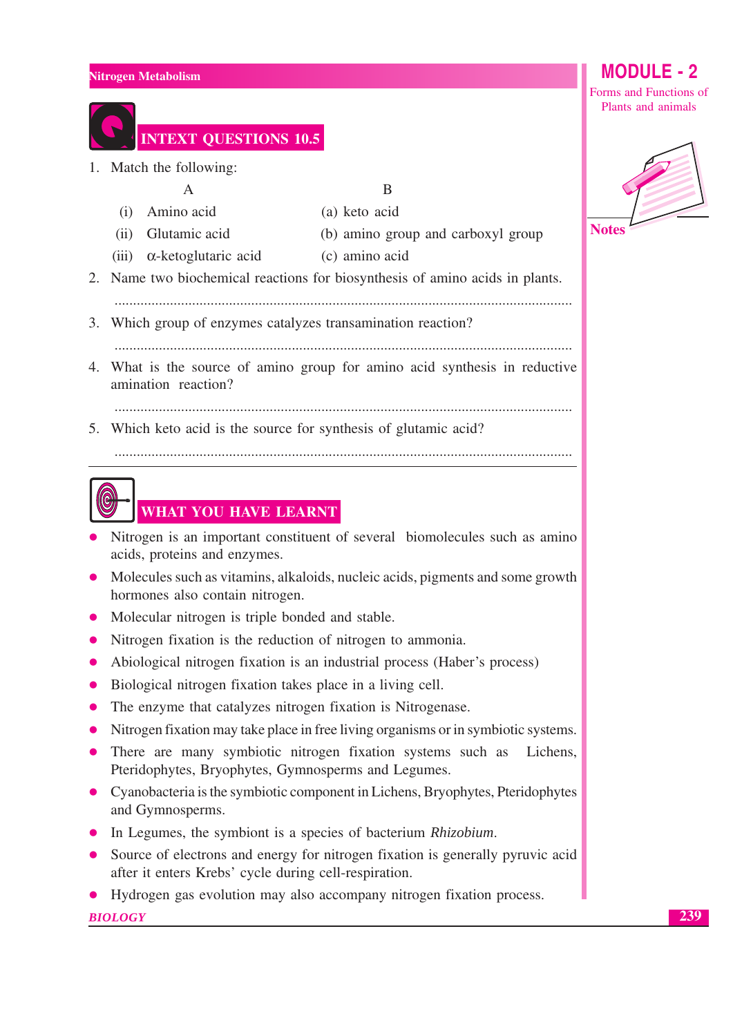## INTEXT QUESTIONS 10.5

1. Match the following:

| | A | B |
|---|---|---|
| (i) | Amino acid | (a) keto acid |
| (ii) | Glutamic acid | (b) amino group and carboxyl group |
| (iii) | $\alpha$-ketoglutaric acid | (c) amino acid |

2. Name two biochemical reactions for biosynthesis of amino acids in plants.

   ..........................................................................................................................

3. Which group of enzymes catalyzes transamination reaction?

   ..........................................................................................................................

4. What is the source of amino group for amino acid synthesis in reductive amination reaction?

   ..........................................................................................................................

5. Which keto acid is the source for synthesis of glutamic acid?

   ..........................................................................................................................

## WHAT YOU HAVE LEARNT

- Nitrogen is an important constituent of several biomolecules such as amino acids, proteins and enzymes.
- Molecules such as vitamins, alkaloids, nucleic acids, pigments and some growth hormones also contain nitrogen.
- Molecular nitrogen is triple bonded and stable.
- Nitrogen fixation is the reduction of nitrogen to ammonia.
- Abiological nitrogen fixation is an industrial process (Haber's process)
- Biological nitrogen fixation takes place in a living cell.
- The enzyme that catalyzes nitrogen fixation is Nitrogenase.
- Nitrogen fixation may take place in free living organisms or in symbiotic systems.
- There are many symbiotic nitrogen fixation systems such as Lichens, Pteridophytes, Bryophytes, Gymnosperms and Legumes.
- Cyanobacteria is the symbiotic component in Lichens, Bryophytes, Pteridophytes and Gymnosperms.
- In Legumes, the symbiont is a species of bacterium *Rhizobium*.
- Source of electrons and energy for nitrogen fixation is generally pyruvic acid after it enters Krebs' cycle during cell-respiration.
- Hydrogen gas evolution may also accompany nitrogen fixation process.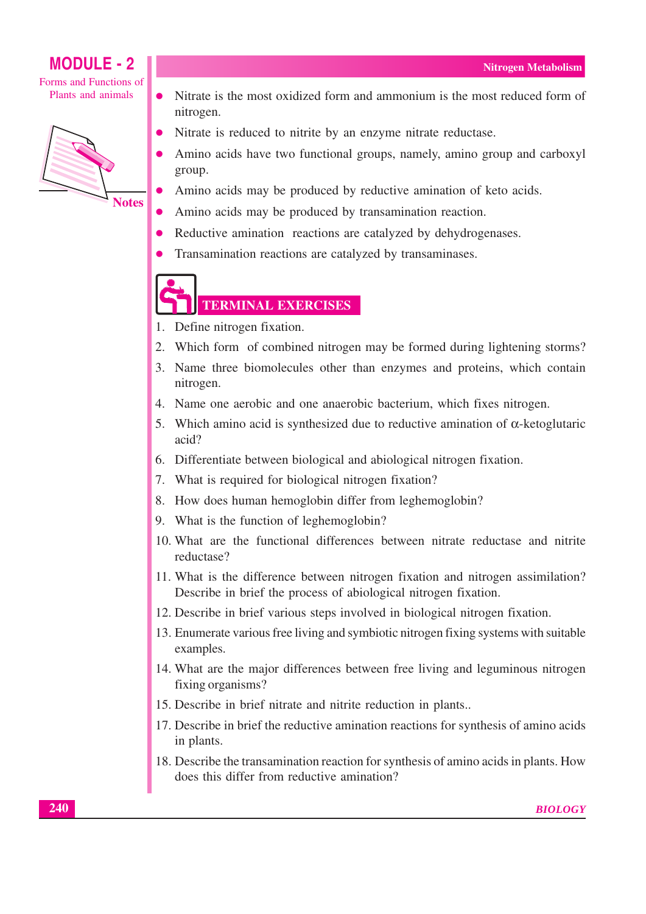- Nitrate is the most oxidized form and ammonium is the most reduced form of nitrogen.
- Nitrate is reduced to nitrite by an enzyme nitrate reductase.
- Amino acids have two functional groups, namely, amino group and carboxyl group.
- Amino acids may be produced by reductive amination of keto acids.
- Amino acids may be produced by transamination reaction.
- Reductive amination reactions are catalyzed by dehydrogenases.
- Transamination reactions are catalyzed by transaminases.

## TERMINAL EXERCISES

1. Define nitrogen fixation.
2. Which form of combined nitrogen may be formed during lightening storms?
3. Name three biomolecules other than enzymes and proteins, which contain nitrogen.
4. Name one aerobic and one anaerobic bacterium, which fixes nitrogen.
5. Which amino acid is synthesized due to reductive amination of $\alpha$-ketoglutaric acid?
6. Differentiate between biological and abiological nitrogen fixation.
7. What is required for biological nitrogen fixation?
8. How does human hemoglobin differ from leghemoglobin?
9. What is the function of leghemoglobin?
10. What are the functional differences between nitrate reductase and nitrite reductase?
11. What is the difference between nitrogen fixation and nitrogen assimilation? Describe in brief the process of abiological nitrogen fixation.
12. Describe in brief various steps involved in biological nitrogen fixation.
13. Enumerate various free living and symbiotic nitrogen fixing systems with suitable examples.
14. What are the major differences between free living and leguminous nitrogen fixing organisms?
15. Describe in brief nitrate and nitrite reduction in plants..

17. Describe in brief the reductive amination reactions for synthesis of amino acids in plants.
18. Describe the transamination reaction for synthesis of amino acids in plants. How does this differ from reductive amination?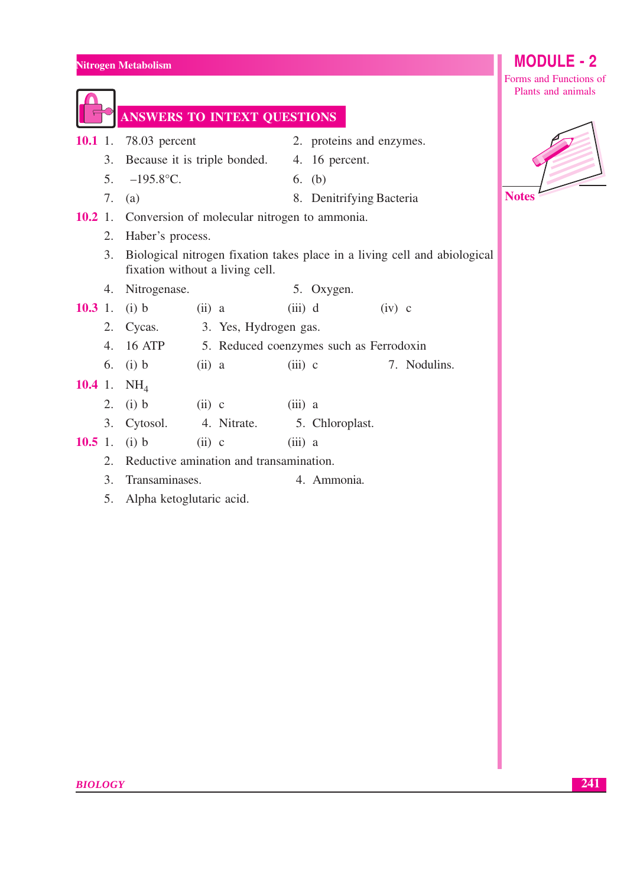## ANSWERS TO INTEXT QUESTIONS

**10.1**

1. 78.03 percent
2. proteins and enzymes.
3. Because it is triple bonded.
4. 16 percent.
5. –195.8°C.
6. (b)
7. (a)
8. Denitrifying Bacteria

**10.2**

1. Conversion of molecular nitrogen to ammonia.
2. Haber's process.
3. Biological nitrogen fixation takes place in a living cell and abiological fixation without a living cell.
4. Nitrogenase.
5. Oxygen.

**10.3**

1. (i) b (ii) a (iii) d (iv) c
2. Cycas.
3. Yes, Hydrogen gas.
4. 16 ATP
5. Reduced coenzymes such as Ferrodoxin
6. (i) b (ii) a (iii) c
7. Nodulins.

**10.4**

1. $NH_4$
2. (i) b (ii) c (iii) a
3. Cytosol.
4. Nitrate.
5. Chloroplast.

**10.5**

1. (i) b (ii) c (iii) a
2. Reductive amination and transamination.
3. Transaminases.
4. Ammonia.
5. Alpha ketoglutaric acid.